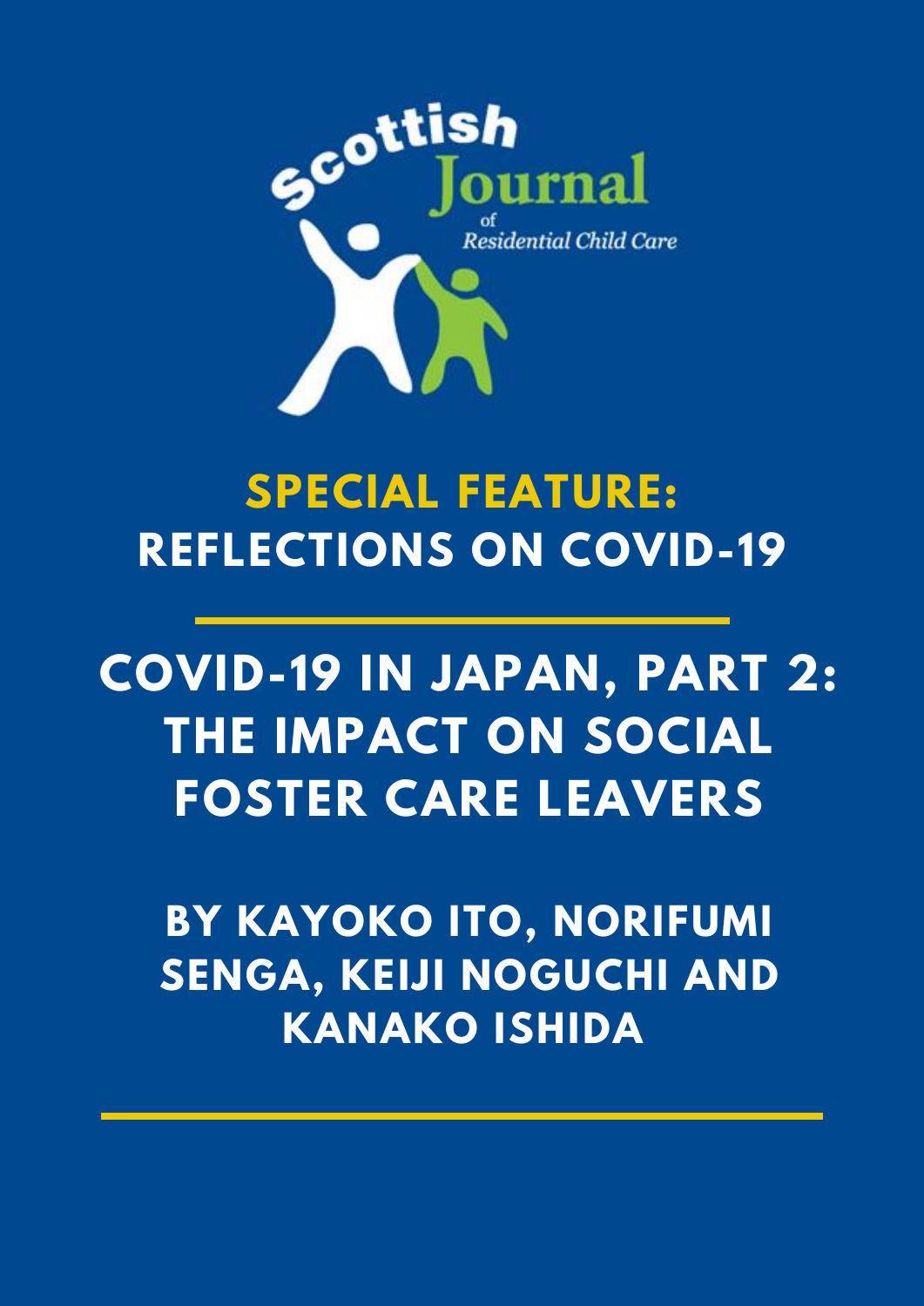Scottish Journal of Residential Child Care

# SPECIAL FEATURE: REFLECTIONS ON COVID-19

# COVID-19 IN JAPAN, PART 2: THE IMPACT ON SOCIAL FOSTER CARE LEAVERS

**BY KAYOKO ITO, NORIFUMI SENGA, KEIJI NOGUCHI AND KANAKO ISHIDA**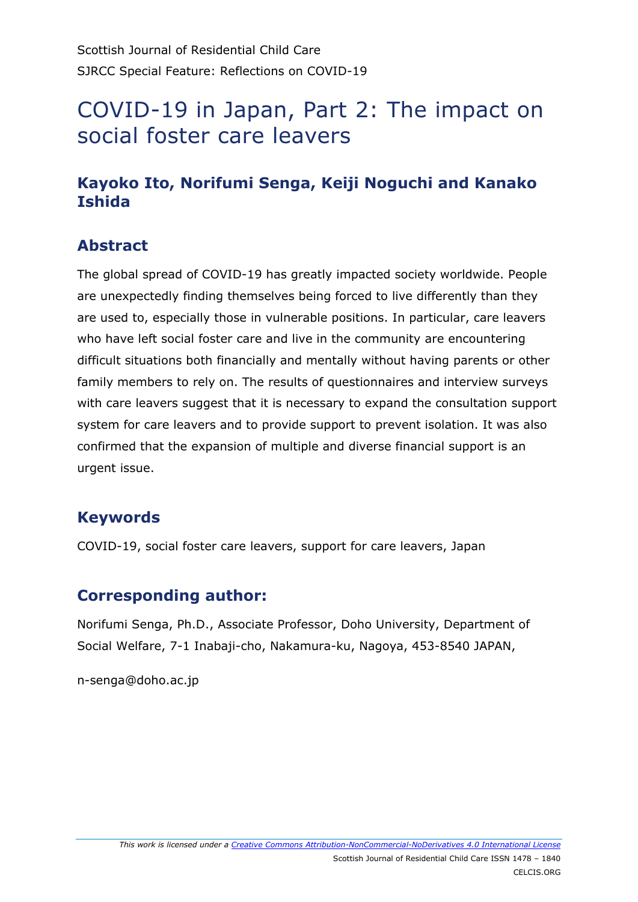Scottish Journal of Residential Child Care

SJRCC Special Feature: Reflections on COVID-19

# COVID-19 in Japan, Part 2: The impact on social foster care leavers

## Kayoko Ito, Norifumi Senga, Keiji Noguchi and Kanako Ishida

## Abstract

The global spread of COVID-19 has greatly impacted society worldwide. People are unexpectedly finding themselves being forced to live differently than they are used to, especially those in vulnerable positions. In particular, care leavers who have left social foster care and live in the community are encountering difficult situations both financially and mentally without having parents or other family members to rely on. The results of questionnaires and interview surveys with care leavers suggest that it is necessary to expand the consultation support system for care leavers and to provide support to prevent isolation. It was also confirmed that the expansion of multiple and diverse financial support is an urgent issue.

## Keywords

COVID-19, social foster care leavers, support for care leavers, Japan

## Corresponding author:

Norifumi Senga, Ph.D., Associate Professor, Doho University, Department of Social Welfare, 7-1 Inabaji-cho, Nakamura-ku, Nagoya, 453-8540 JAPAN,

n-senga@doho.ac.jp

*This work is licensed under a [Creative Commons Attribution-NonCommercial-NoDerivatives 4.0 International License](https://creativecommons.org/licenses/by-nc-nd/4.0/)*

Scottish Journal of Residential Child Care ISSN 1478 – 1840

CELCIS.ORG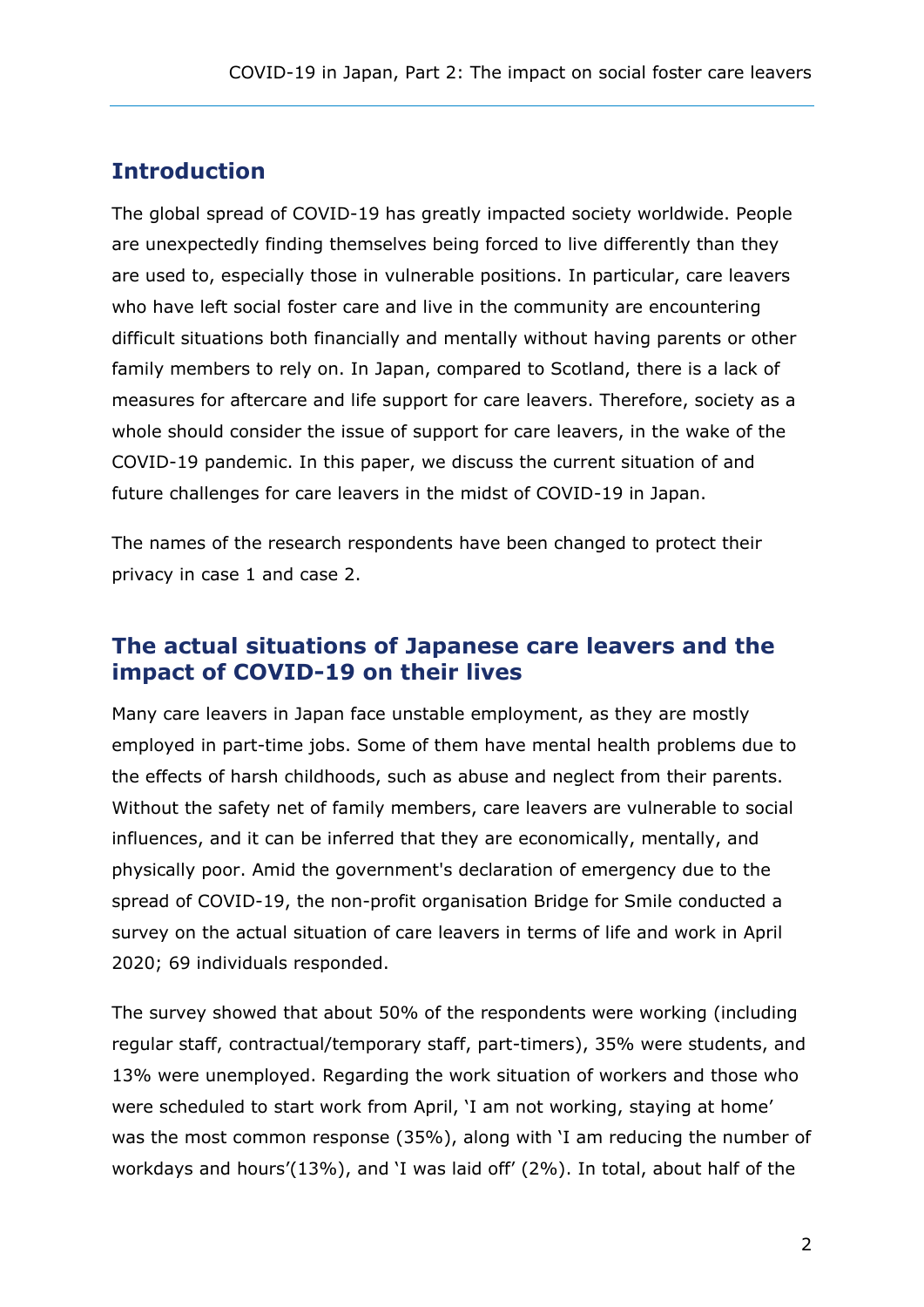## Introduction

The global spread of COVID-19 has greatly impacted society worldwide. People are unexpectedly finding themselves being forced to live differently than they are used to, especially those in vulnerable positions. In particular, care leavers who have left social foster care and live in the community are encountering difficult situations both financially and mentally without having parents or other family members to rely on. In Japan, compared to Scotland, there is a lack of measures for aftercare and life support for care leavers. Therefore, society as a whole should consider the issue of support for care leavers, in the wake of the COVID-19 pandemic. In this paper, we discuss the current situation of and future challenges for care leavers in the midst of COVID-19 in Japan.

The names of the research respondents have been changed to protect their privacy in case 1 and case 2.

## The actual situations of Japanese care leavers and the impact of COVID-19 on their lives

Many care leavers in Japan face unstable employment, as they are mostly employed in part-time jobs. Some of them have mental health problems due to the effects of harsh childhoods, such as abuse and neglect from their parents. Without the safety net of family members, care leavers are vulnerable to social influences, and it can be inferred that they are economically, mentally, and physically poor. Amid the government's declaration of emergency due to the spread of COVID-19, the non-profit organisation Bridge for Smile conducted a survey on the actual situation of care leavers in terms of life and work in April 2020; 69 individuals responded.

The survey showed that about 50% of the respondents were working (including regular staff, contractual/temporary staff, part-timers), 35% were students, and 13% were unemployed. Regarding the work situation of workers and those who were scheduled to start work from April, 'I am not working, staying at home' was the most common response (35%), along with 'I am reducing the number of workdays and hours'(13%), and 'I was laid off' (2%). In total, about half of the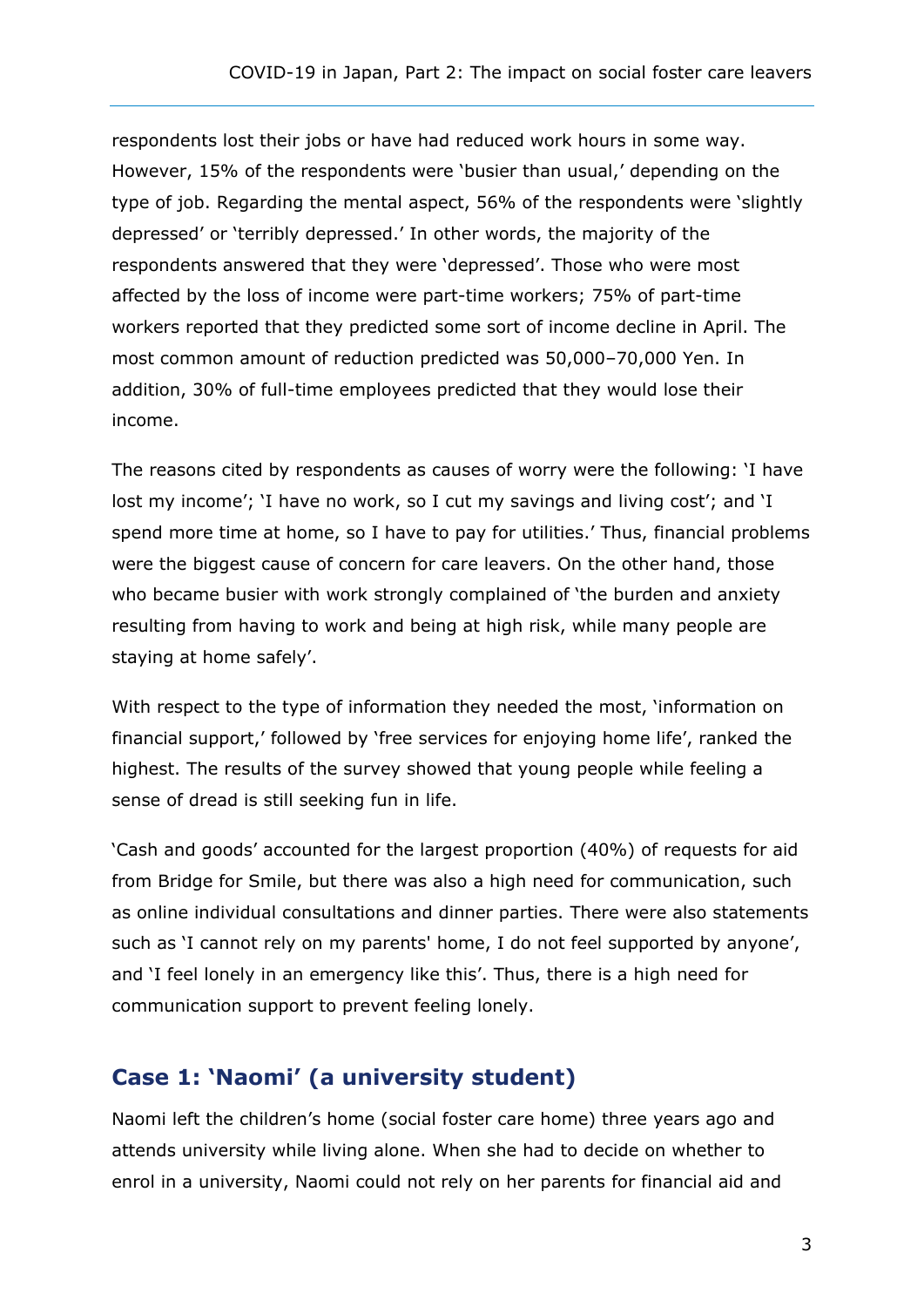respondents lost their jobs or have had reduced work hours in some way. However, 15% of the respondents were 'busier than usual,' depending on the type of job. Regarding the mental aspect, 56% of the respondents were 'slightly depressed' or 'terribly depressed.' In other words, the majority of the respondents answered that they were 'depressed'. Those who were most affected by the loss of income were part-time workers; 75% of part-time workers reported that they predicted some sort of income decline in April. The most common amount of reduction predicted was 50,000–70,000 Yen. In addition, 30% of full-time employees predicted that they would lose their income.

The reasons cited by respondents as causes of worry were the following: 'I have lost my income'; 'I have no work, so I cut my savings and living cost'; and 'I spend more time at home, so I have to pay for utilities.' Thus, financial problems were the biggest cause of concern for care leavers. On the other hand, those who became busier with work strongly complained of 'the burden and anxiety resulting from having to work and being at high risk, while many people are staying at home safely'.

With respect to the type of information they needed the most, 'information on financial support,' followed by 'free services for enjoying home life', ranked the highest. The results of the survey showed that young people while feeling a sense of dread is still seeking fun in life.

'Cash and goods' accounted for the largest proportion (40%) of requests for aid from Bridge for Smile, but there was also a high need for communication, such as online individual consultations and dinner parties. There were also statements such as 'I cannot rely on my parents' home, I do not feel supported by anyone', and 'I feel lonely in an emergency like this'. Thus, there is a high need for communication support to prevent feeling lonely.

## Case 1: 'Naomi' (a university student)

Naomi left the children's home (social foster care home) three years ago and attends university while living alone. When she had to decide on whether to enrol in a university, Naomi could not rely on her parents for financial aid and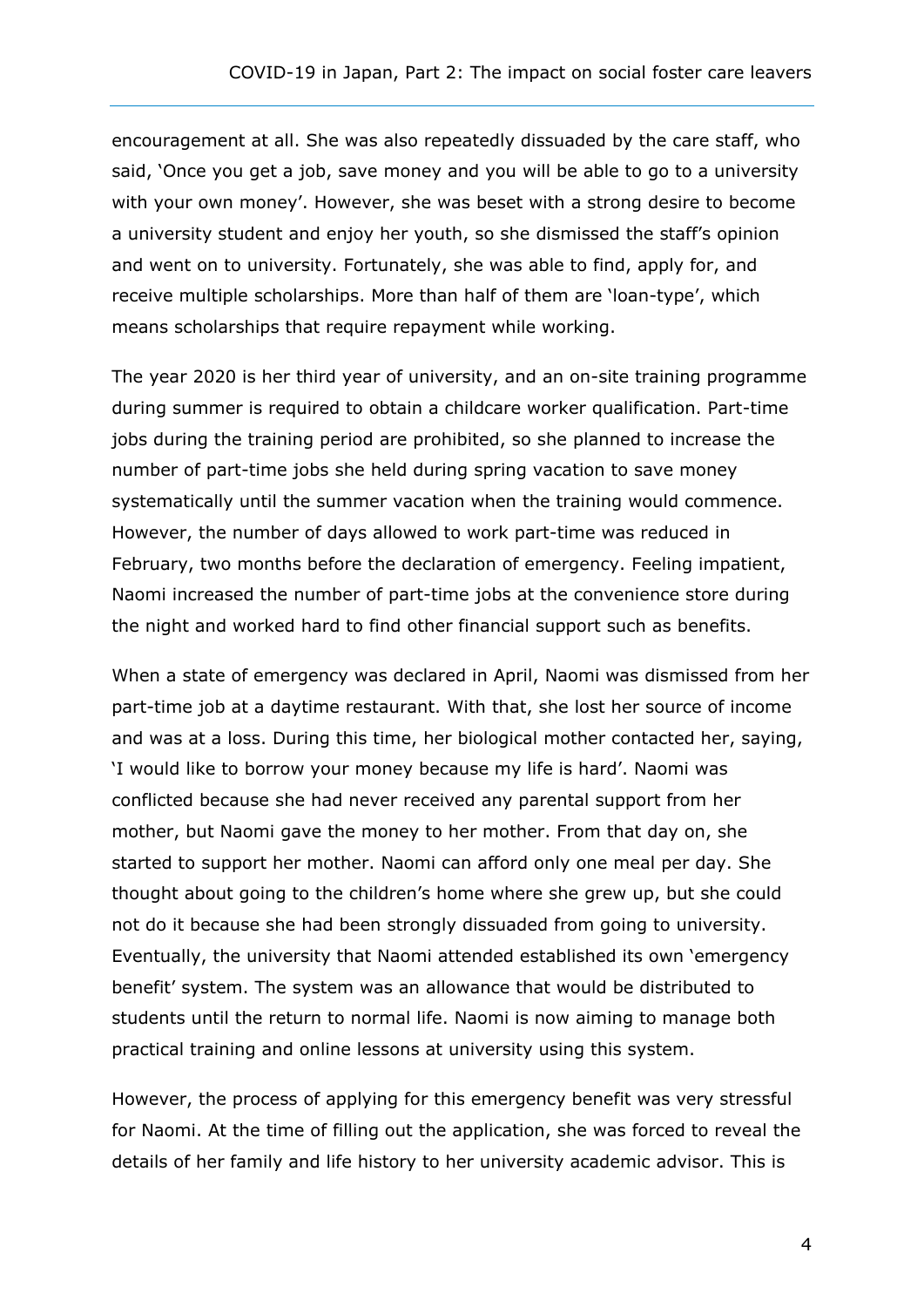encouragement at all. She was also repeatedly dissuaded by the care staff, who said, 'Once you get a job, save money and you will be able to go to a university with your own money'. However, she was beset with a strong desire to become a university student and enjoy her youth, so she dismissed the staff's opinion and went on to university. Fortunately, she was able to find, apply for, and receive multiple scholarships. More than half of them are 'loan-type', which means scholarships that require repayment while working.

The year 2020 is her third year of university, and an on-site training programme during summer is required to obtain a childcare worker qualification. Part-time jobs during the training period are prohibited, so she planned to increase the number of part-time jobs she held during spring vacation to save money systematically until the summer vacation when the training would commence. However, the number of days allowed to work part-time was reduced in February, two months before the declaration of emergency. Feeling impatient, Naomi increased the number of part-time jobs at the convenience store during the night and worked hard to find other financial support such as benefits.

When a state of emergency was declared in April, Naomi was dismissed from her part-time job at a daytime restaurant. With that, she lost her source of income and was at a loss. During this time, her biological mother contacted her, saying, 'I would like to borrow your money because my life is hard'. Naomi was conflicted because she had never received any parental support from her mother, but Naomi gave the money to her mother. From that day on, she started to support her mother. Naomi can afford only one meal per day. She thought about going to the children's home where she grew up, but she could not do it because she had been strongly dissuaded from going to university. Eventually, the university that Naomi attended established its own 'emergency benefit' system. The system was an allowance that would be distributed to students until the return to normal life. Naomi is now aiming to manage both practical training and online lessons at university using this system.

However, the process of applying for this emergency benefit was very stressful for Naomi. At the time of filling out the application, she was forced to reveal the details of her family and life history to her university academic advisor. This is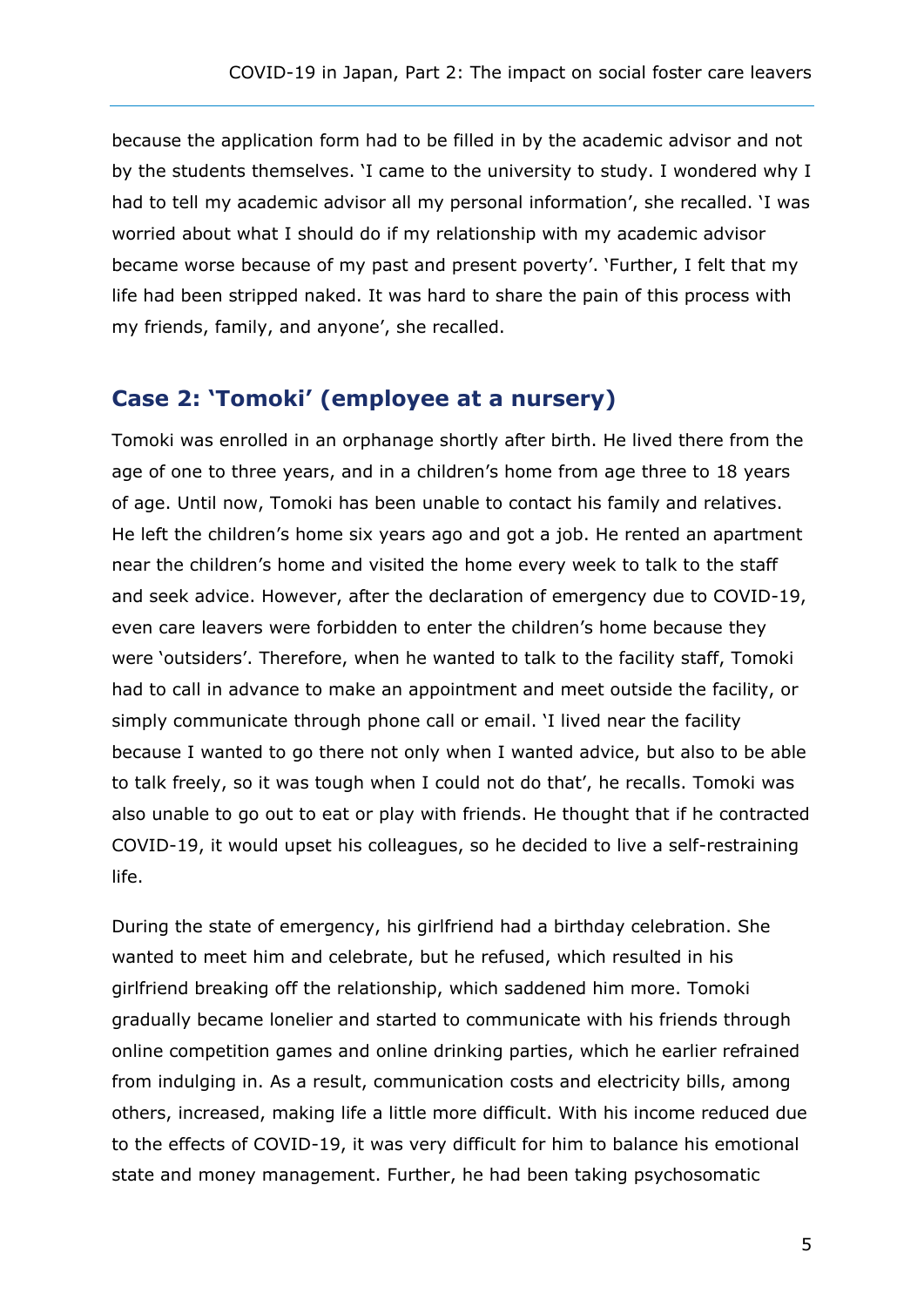because the application form had to be filled in by the academic advisor and not by the students themselves. 'I came to the university to study. I wondered why I had to tell my academic advisor all my personal information', she recalled. 'I was worried about what I should do if my relationship with my academic advisor became worse because of my past and present poverty'. 'Further, I felt that my life had been stripped naked. It was hard to share the pain of this process with my friends, family, and anyone', she recalled.

## Case 2: 'Tomoki' (employee at a nursery)

Tomoki was enrolled in an orphanage shortly after birth. He lived there from the age of one to three years, and in a children's home from age three to 18 years of age. Until now, Tomoki has been unable to contact his family and relatives. He left the children's home six years ago and got a job. He rented an apartment near the children's home and visited the home every week to talk to the staff and seek advice. However, after the declaration of emergency due to COVID-19, even care leavers were forbidden to enter the children's home because they were 'outsiders'. Therefore, when he wanted to talk to the facility staff, Tomoki had to call in advance to make an appointment and meet outside the facility, or simply communicate through phone call or email. 'I lived near the facility because I wanted to go there not only when I wanted advice, but also to be able to talk freely, so it was tough when I could not do that', he recalls. Tomoki was also unable to go out to eat or play with friends. He thought that if he contracted COVID-19, it would upset his colleagues, so he decided to live a self-restraining life.

During the state of emergency, his girlfriend had a birthday celebration. She wanted to meet him and celebrate, but he refused, which resulted in his girlfriend breaking off the relationship, which saddened him more. Tomoki gradually became lonelier and started to communicate with his friends through online competition games and online drinking parties, which he earlier refrained from indulging in. As a result, communication costs and electricity bills, among others, increased, making life a little more difficult. With his income reduced due to the effects of COVID-19, it was very difficult for him to balance his emotional state and money management. Further, he had been taking psychosomatic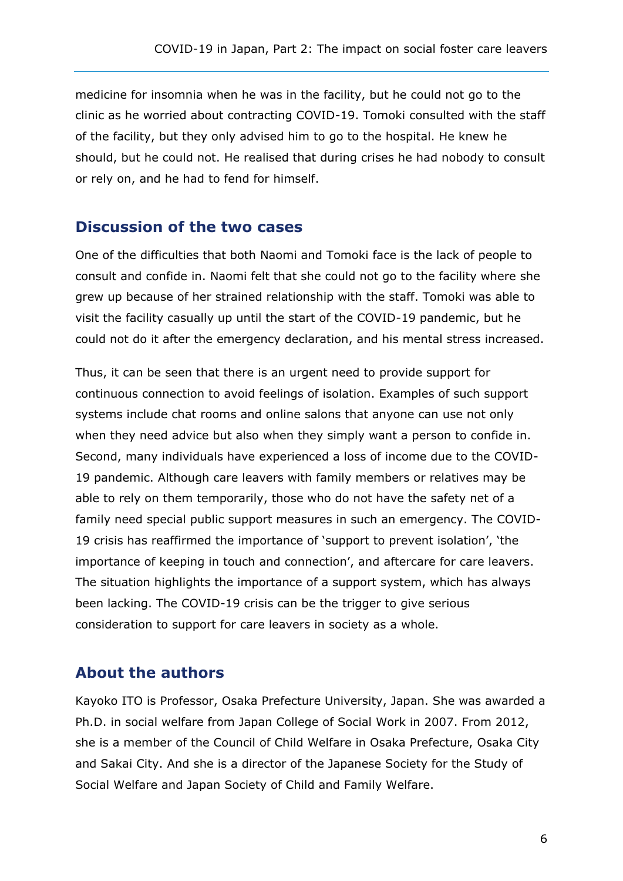medicine for insomnia when he was in the facility, but he could not go to the clinic as he worried about contracting COVID-19. Tomoki consulted with the staff of the facility, but they only advised him to go to the hospital. He knew he should, but he could not. He realised that during crises he had nobody to consult or rely on, and he had to fend for himself.

## Discussion of the two cases

One of the difficulties that both Naomi and Tomoki face is the lack of people to consult and confide in. Naomi felt that she could not go to the facility where she grew up because of her strained relationship with the staff. Tomoki was able to visit the facility casually up until the start of the COVID-19 pandemic, but he could not do it after the emergency declaration, and his mental stress increased.

Thus, it can be seen that there is an urgent need to provide support for continuous connection to avoid feelings of isolation. Examples of such support systems include chat rooms and online salons that anyone can use not only when they need advice but also when they simply want a person to confide in. Second, many individuals have experienced a loss of income due to the COVID-19 pandemic. Although care leavers with family members or relatives may be able to rely on them temporarily, those who do not have the safety net of a family need special public support measures in such an emergency. The COVID-19 crisis has reaffirmed the importance of 'support to prevent isolation', 'the importance of keeping in touch and connection', and aftercare for care leavers. The situation highlights the importance of a support system, which has always been lacking. The COVID-19 crisis can be the trigger to give serious consideration to support for care leavers in society as a whole.

## About the authors

Kayoko ITO is Professor, Osaka Prefecture University, Japan. She was awarded a Ph.D. in social welfare from Japan College of Social Work in 2007. From 2012, she is a member of the Council of Child Welfare in Osaka Prefecture, Osaka City and Sakai City. And she is a director of the Japanese Society for the Study of Social Welfare and Japan Society of Child and Family Welfare.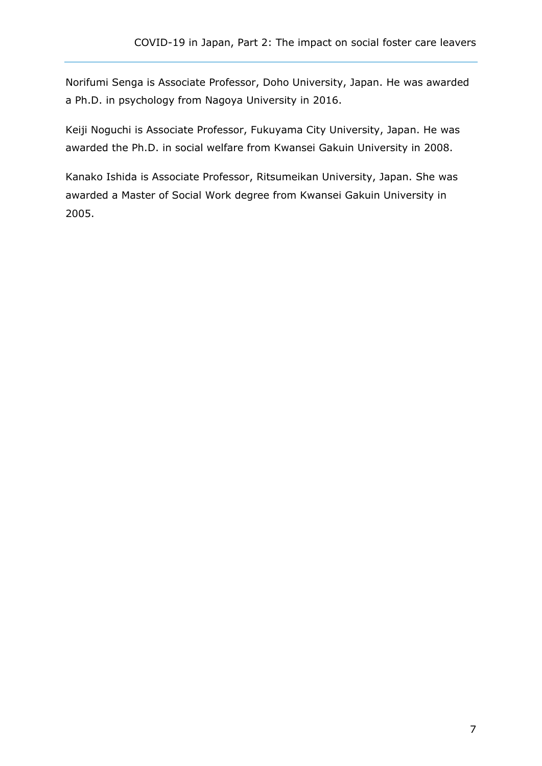Norifumi Senga is Associate Professor, Doho University, Japan. He was awarded a Ph.D. in psychology from Nagoya University in 2016.

Keiji Noguchi is Associate Professor, Fukuyama City University, Japan. He was awarded the Ph.D. in social welfare from Kwansei Gakuin University in 2008.

Kanako Ishida is Associate Professor, Ritsumeikan University, Japan. She was awarded a Master of Social Work degree from Kwansei Gakuin University in 2005.